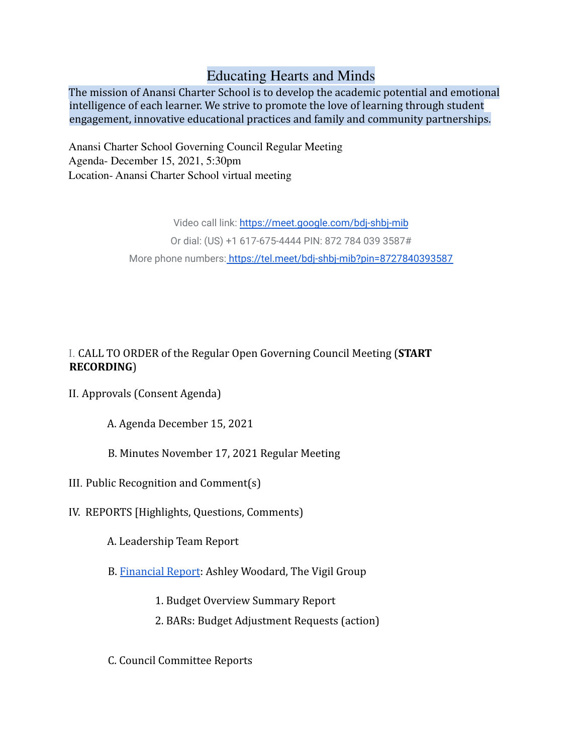# Educating Hearts and Minds

The mission of Anansi Charter School is to develop the academic potential and emotional intelligence of each learner. We strive to promote the love of learning through student engagement, innovative educational practices and family and community partnerships.

Anansi Charter School Governing Council Regular Meeting
Agenda- December 15, 2021, 5:30pm
Location- Anansi Charter School virtual meeting

Video call link: https://meet.google.com/bdj-shbj-mib
Or dial: (US) +1 617-675-4444 PIN: 872 784 039 3587#
More phone numbers: https://tel.meet/bdj-shbj-mib?pin=8727840393587

I. CALL TO ORDER of the Regular Open Governing Council Meeting (**START RECORDING**)

II. Approvals (Consent Agenda)

- A. Agenda December 15, 2021
- B. Minutes November 17, 2021 Regular Meeting

III. Public Recognition and Comment(s)

IV. REPORTS [Highlights, Questions, Comments)

- A. Leadership Team Report
- B. Financial Report: Ashley Woodard, The Vigil Group
  1. Budget Overview Summary Report
  2. BARs: Budget Adjustment Requests (action)
- C. Council Committee Reports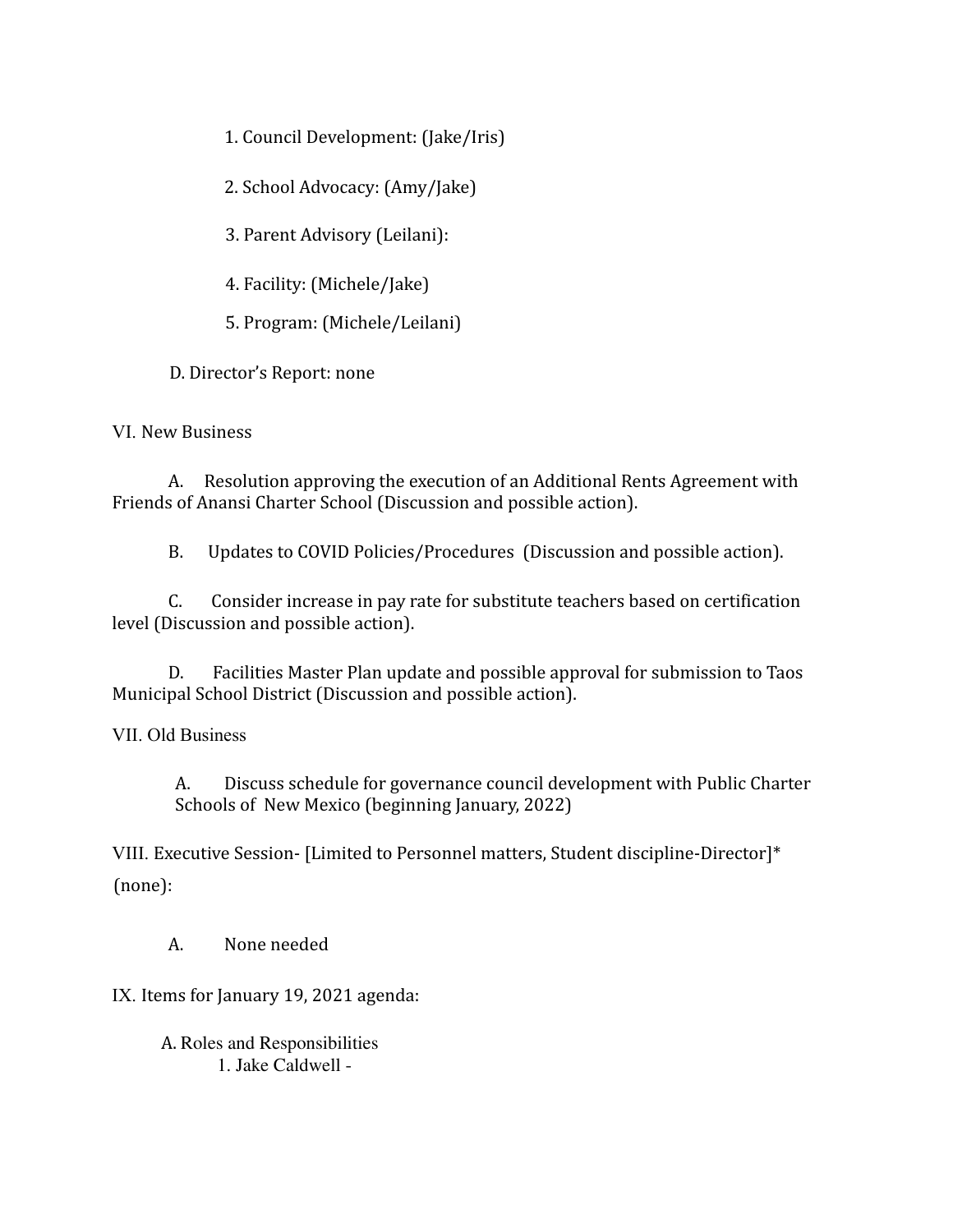1. Council Development: (Jake/Iris)

2. School Advocacy: (Amy/Jake)

3. Parent Advisory (Leilani):

4. Facility: (Michele/Jake)

5. Program: (Michele/Leilani)

D. Director's Report: none

VI. New Business

A. Resolution approving the execution of an Additional Rents Agreement with Friends of Anansi Charter School (Discussion and possible action).

B. Updates to COVID Policies/Procedures (Discussion and possible action).

C. Consider increase in pay rate for substitute teachers based on certification level (Discussion and possible action).

D. Facilities Master Plan update and possible approval for submission to Taos Municipal School District (Discussion and possible action).

VII. Old Business

A. Discuss schedule for governance council development with Public Charter Schools of New Mexico (beginning January, 2022)

VIII. Executive Session- [Limited to Personnel matters, Student discipline-Director]* (none):

A. None needed

IX. Items for January 19, 2021 agenda:

A. Roles and Responsibilities

1. Jake Caldwell -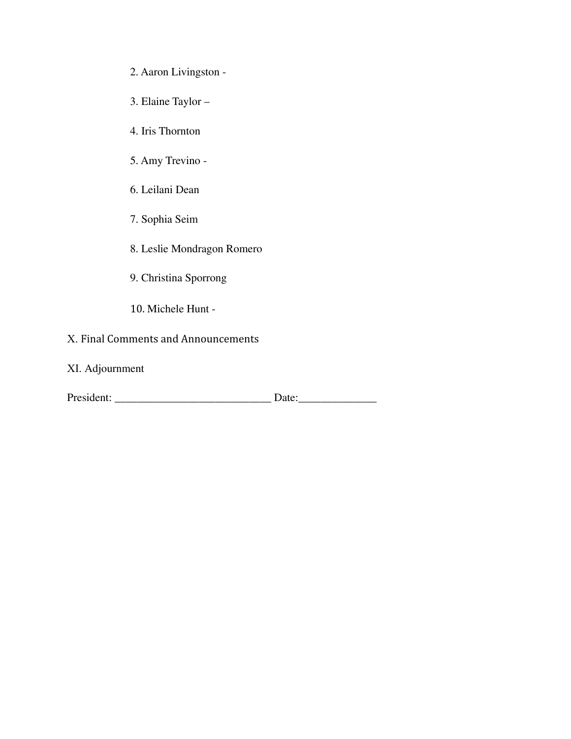2. Aaron Livingston -

3. Elaine Taylor –

4. Iris Thornton

5. Amy Trevino -

6. Leilani Dean

7. Sophia Seim

8. Leslie Mondragon Romero

9. Christina Sporrong

10. Michele Hunt -

X. Final Comments and Announcements

XI. Adjournment

President: ____________________________ Date:______________